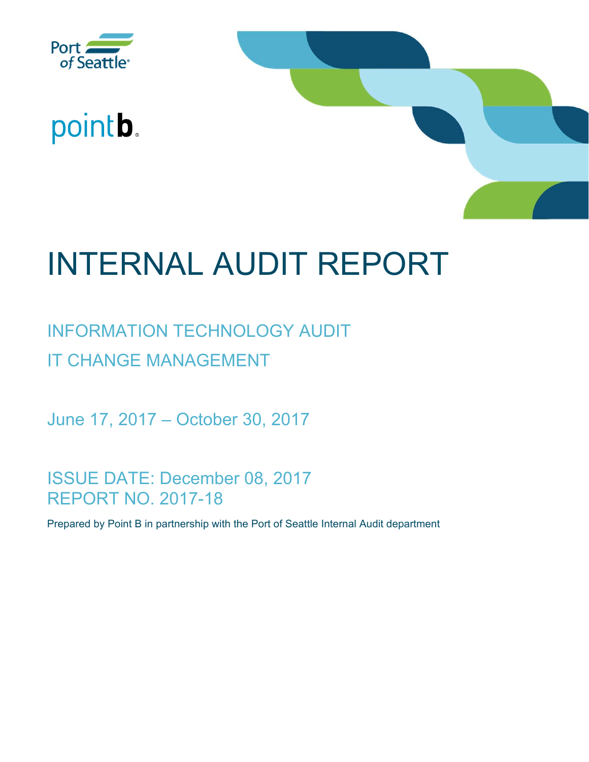Port of Seattle

point b

# INTERNAL AUDIT REPORT

## INFORMATION TECHNOLOGY AUDIT

## IT CHANGE MANAGEMENT

June 17, 2017 – October 30, 2017

ISSUE DATE: December 08, 2017
REPORT NO. 2017-18

Prepared by Point B in partnership with the Port of Seattle Internal Audit department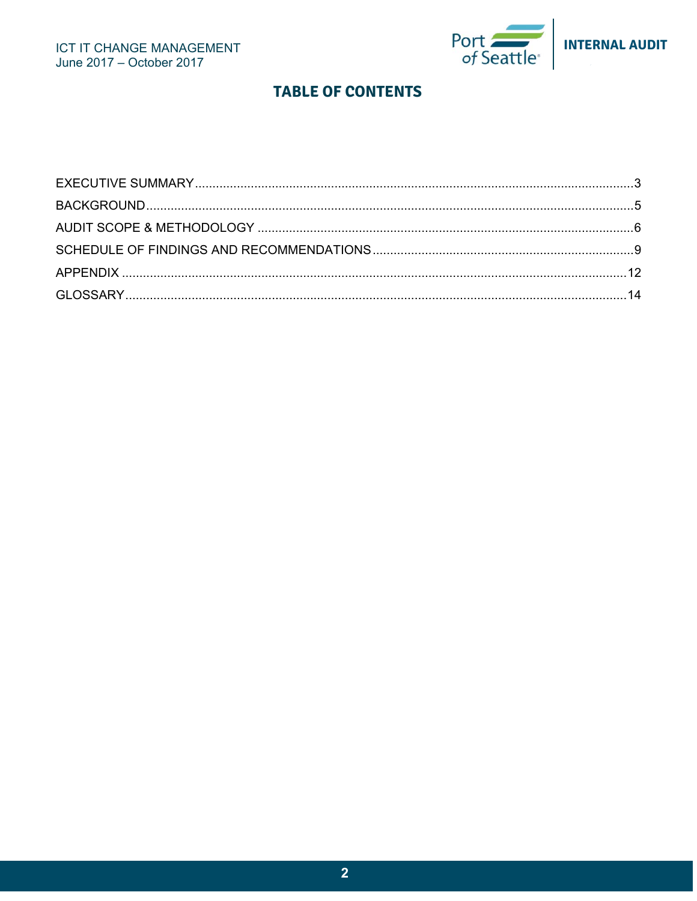## TABLE OF CONTENTS

EXECUTIVE SUMMARY ........................................................................................................................ 3
BACKGROUND .................................................................................................................................... 5
AUDIT SCOPE & METHODOLOGY ..................................................................................................... 6
SCHEDULE OF FINDINGS AND RECOMMENDATIONS ...................................................................... 9
APPENDIX ......................................................................................................................................... 12
GLOSSARY ........................................................................................................................................ 14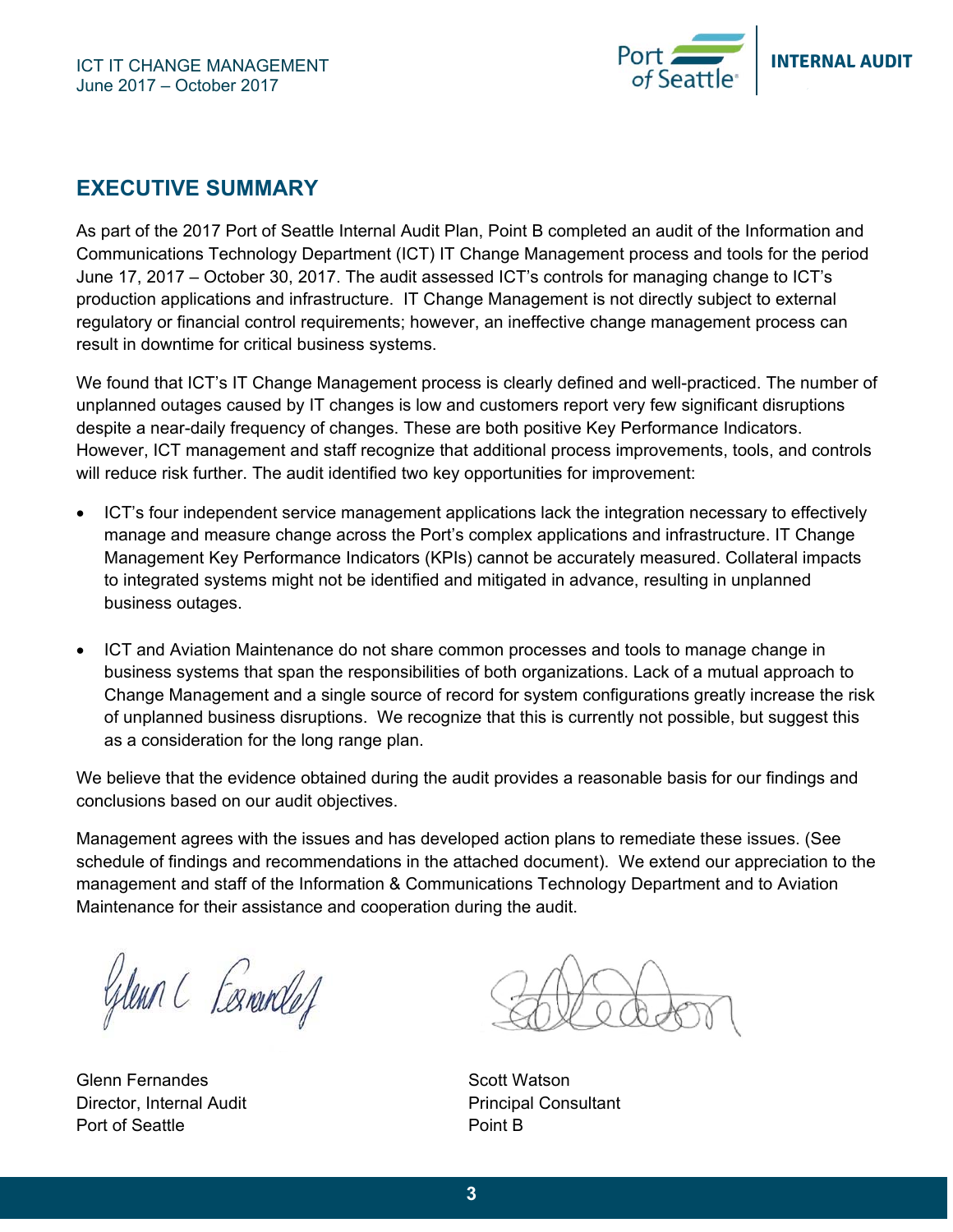## EXECUTIVE SUMMARY

As part of the 2017 Port of Seattle Internal Audit Plan, Point B completed an audit of the Information and Communications Technology Department (ICT) IT Change Management process and tools for the period June 17, 2017 – October 30, 2017. The audit assessed ICT's controls for managing change to ICT's production applications and infrastructure. IT Change Management is not directly subject to external regulatory or financial control requirements; however, an ineffective change management process can result in downtime for critical business systems.

We found that ICT's IT Change Management process is clearly defined and well-practiced. The number of unplanned outages caused by IT changes is low and customers report very few significant disruptions despite a near-daily frequency of changes. These are both positive Key Performance Indicators. However, ICT management and staff recognize that additional process improvements, tools, and controls will reduce risk further. The audit identified two key opportunities for improvement:

- ICT's four independent service management applications lack the integration necessary to effectively manage and measure change across the Port's complex applications and infrastructure. IT Change Management Key Performance Indicators (KPIs) cannot be accurately measured. Collateral impacts to integrated systems might not be identified and mitigated in advance, resulting in unplanned business outages.

- ICT and Aviation Maintenance do not share common processes and tools to manage change in business systems that span the responsibilities of both organizations. Lack of a mutual approach to Change Management and a single source of record for system configurations greatly increase the risk of unplanned business disruptions. We recognize that this is currently not possible, but suggest this as a consideration for the long range plan.

We believe that the evidence obtained during the audit provides a reasonable basis for our findings and conclusions based on our audit objectives.

Management agrees with the issues and has developed action plans to remediate these issues. (See schedule of findings and recommendations in the attached document). We extend our appreciation to the management and staff of the Information & Communications Technology Department and to Aviation Maintenance for their assistance and cooperation during the audit.

Glenn Fernandes
Director, Internal Audit
Port of Seattle

Scott Watson
Principal Consultant
Point B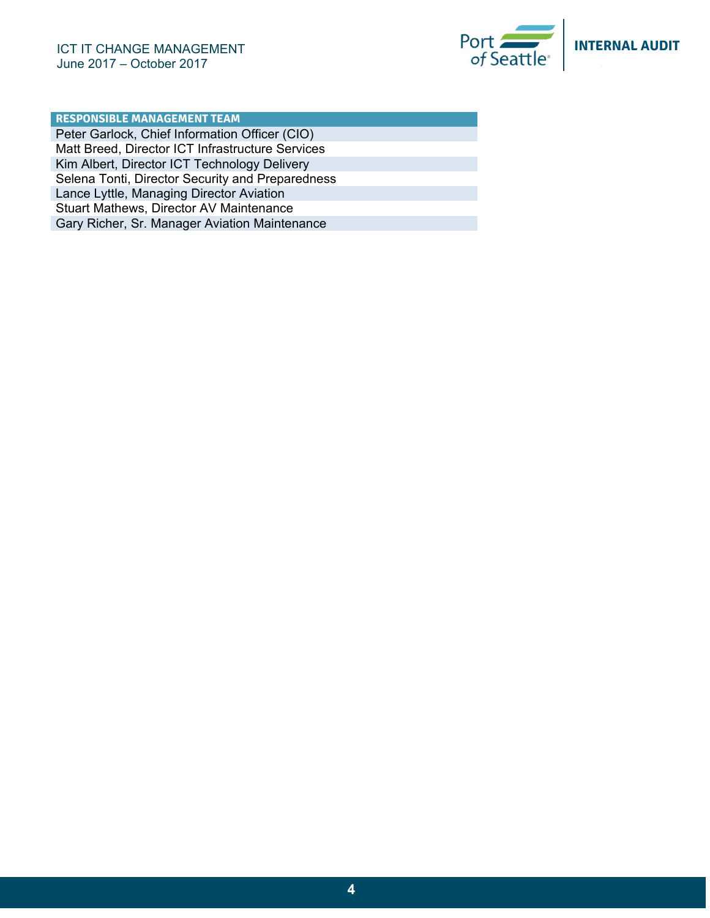| RESPONSIBLE MANAGEMENT TEAM |
| --- |
| Peter Garlock, Chief Information Officer (CIO) |
| Matt Breed, Director ICT Infrastructure Services |
| Kim Albert, Director ICT Technology Delivery |
| Selena Tonti, Director Security and Preparedness |
| Lance Lyttle, Managing Director Aviation |
| Stuart Mathews, Director AV Maintenance |
| Gary Richer, Sr. Manager Aviation Maintenance |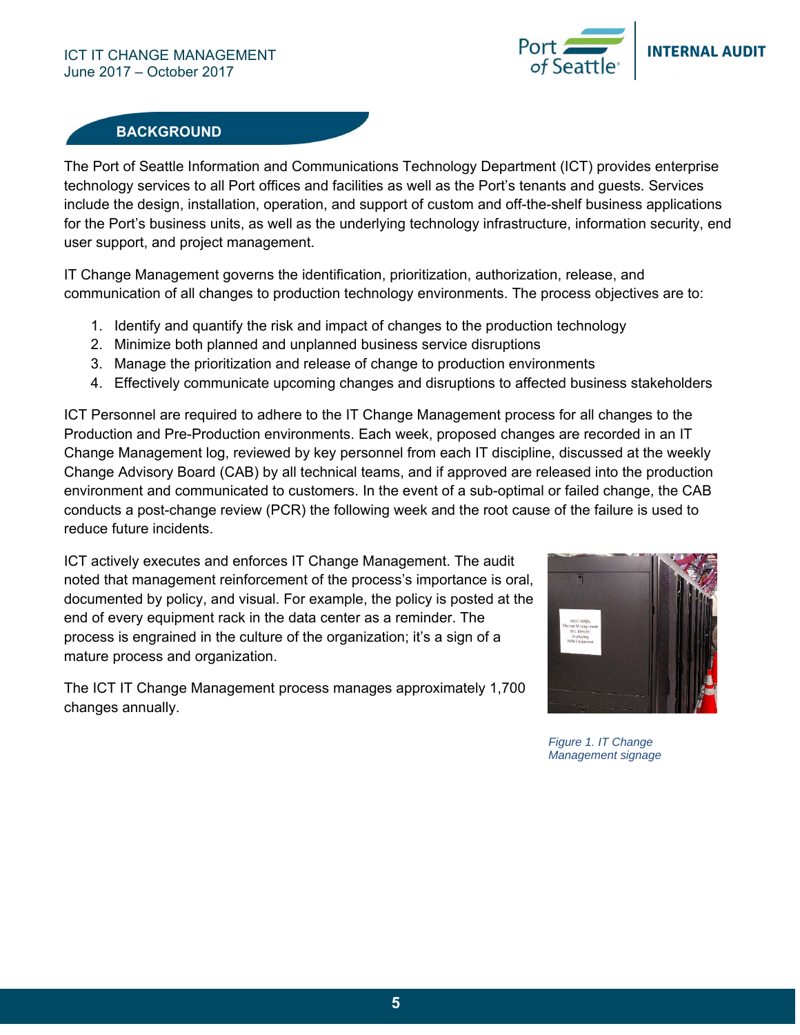## BACKGROUND

The Port of Seattle Information and Communications Technology Department (ICT) provides enterprise technology services to all Port offices and facilities as well as the Port's tenants and guests. Services include the design, installation, operation, and support of custom and off-the-shelf business applications for the Port's business units, as well as the underlying technology infrastructure, information security, end user support, and project management.

IT Change Management governs the identification, prioritization, authorization, release, and communication of all changes to production technology environments. The process objectives are to:

1. Identify and quantify the risk and impact of changes to the production technology
2. Minimize both planned and unplanned business service disruptions
3. Manage the prioritization and release of change to production environments
4. Effectively communicate upcoming changes and disruptions to affected business stakeholders

ICT Personnel are required to adhere to the IT Change Management process for all changes to the Production and Pre-Production environments. Each week, proposed changes are recorded in an IT Change Management log, reviewed by key personnel from each IT discipline, discussed at the weekly Change Advisory Board (CAB) by all technical teams, and if approved are released into the production environment and communicated to customers. In the event of a sub-optimal or failed change, the CAB conducts a post-change review (PCR) the following week and the root cause of the failure is used to reduce future incidents.

ICT actively executes and enforces IT Change Management. The audit noted that management reinforcement of the process's importance is oral, documented by policy, and visual. For example, the policy is posted at the end of every equipment rack in the data center as a reminder. The process is engrained in the culture of the organization; it's a sign of a mature process and organization.

The ICT IT Change Management process manages approximately 1,700 changes annually.

*Figure 1. IT Change Management signage*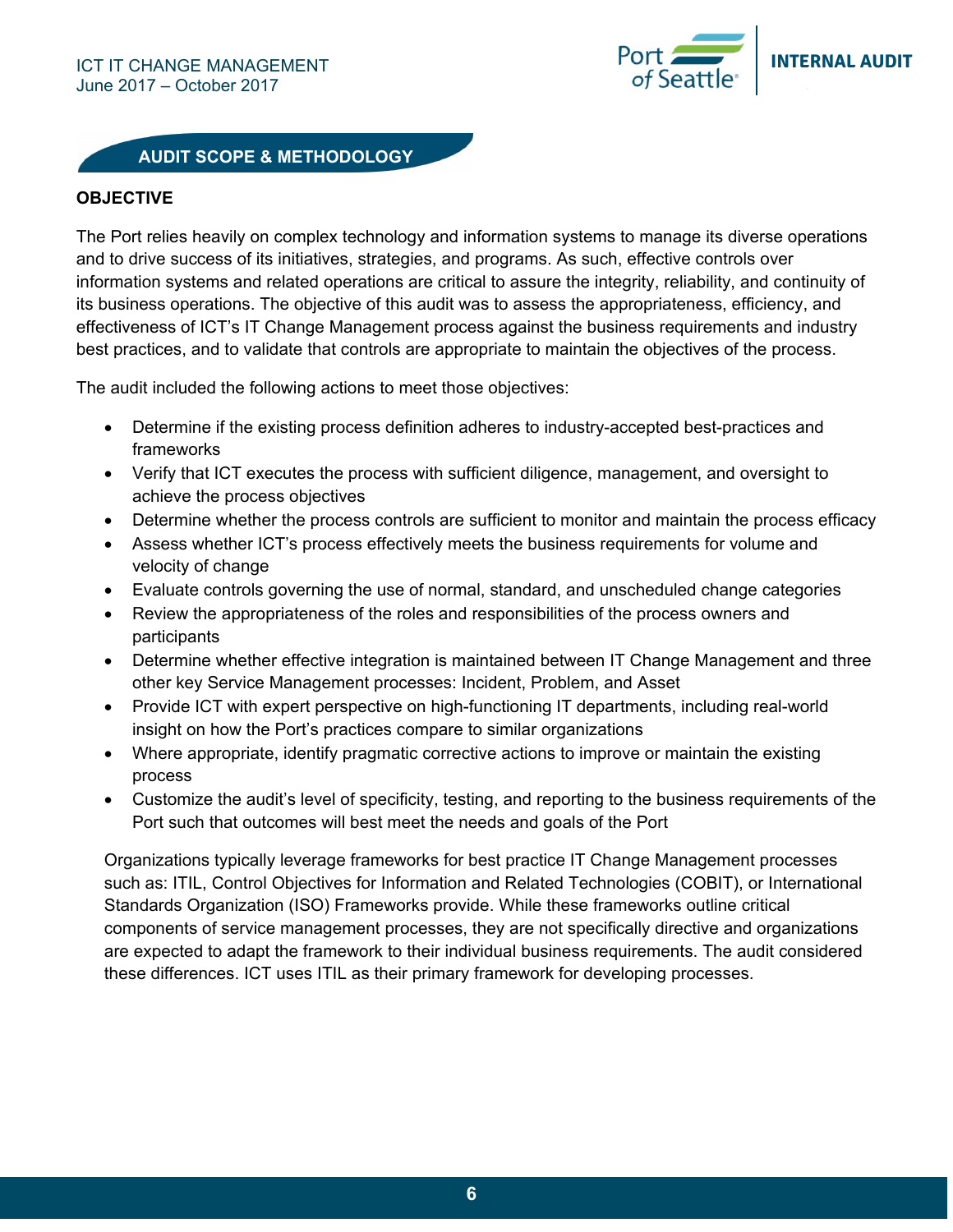## AUDIT SCOPE & METHODOLOGY

### OBJECTIVE

The Port relies heavily on complex technology and information systems to manage its diverse operations and to drive success of its initiatives, strategies, and programs. As such, effective controls over information systems and related operations are critical to assure the integrity, reliability, and continuity of its business operations. The objective of this audit was to assess the appropriateness, efficiency, and effectiveness of ICT's IT Change Management process against the business requirements and industry best practices, and to validate that controls are appropriate to maintain the objectives of the process.

The audit included the following actions to meet those objectives:

- Determine if the existing process definition adheres to industry-accepted best-practices and frameworks
- Verify that ICT executes the process with sufficient diligence, management, and oversight to achieve the process objectives
- Determine whether the process controls are sufficient to monitor and maintain the process efficacy
- Assess whether ICT's process effectively meets the business requirements for volume and velocity of change
- Evaluate controls governing the use of normal, standard, and unscheduled change categories
- Review the appropriateness of the roles and responsibilities of the process owners and participants
- Determine whether effective integration is maintained between IT Change Management and three other key Service Management processes: Incident, Problem, and Asset
- Provide ICT with expert perspective on high-functioning IT departments, including real-world insight on how the Port's practices compare to similar organizations
- Where appropriate, identify pragmatic corrective actions to improve or maintain the existing process
- Customize the audit's level of specificity, testing, and reporting to the business requirements of the Port such that outcomes will best meet the needs and goals of the Port

Organizations typically leverage frameworks for best practice IT Change Management processes such as: ITIL, Control Objectives for Information and Related Technologies (COBIT), or International Standards Organization (ISO) Frameworks provide. While these frameworks outline critical components of service management processes, they are not specifically directive and organizations are expected to adapt the framework to their individual business requirements. The audit considered these differences. ICT uses ITIL as their primary framework for developing processes.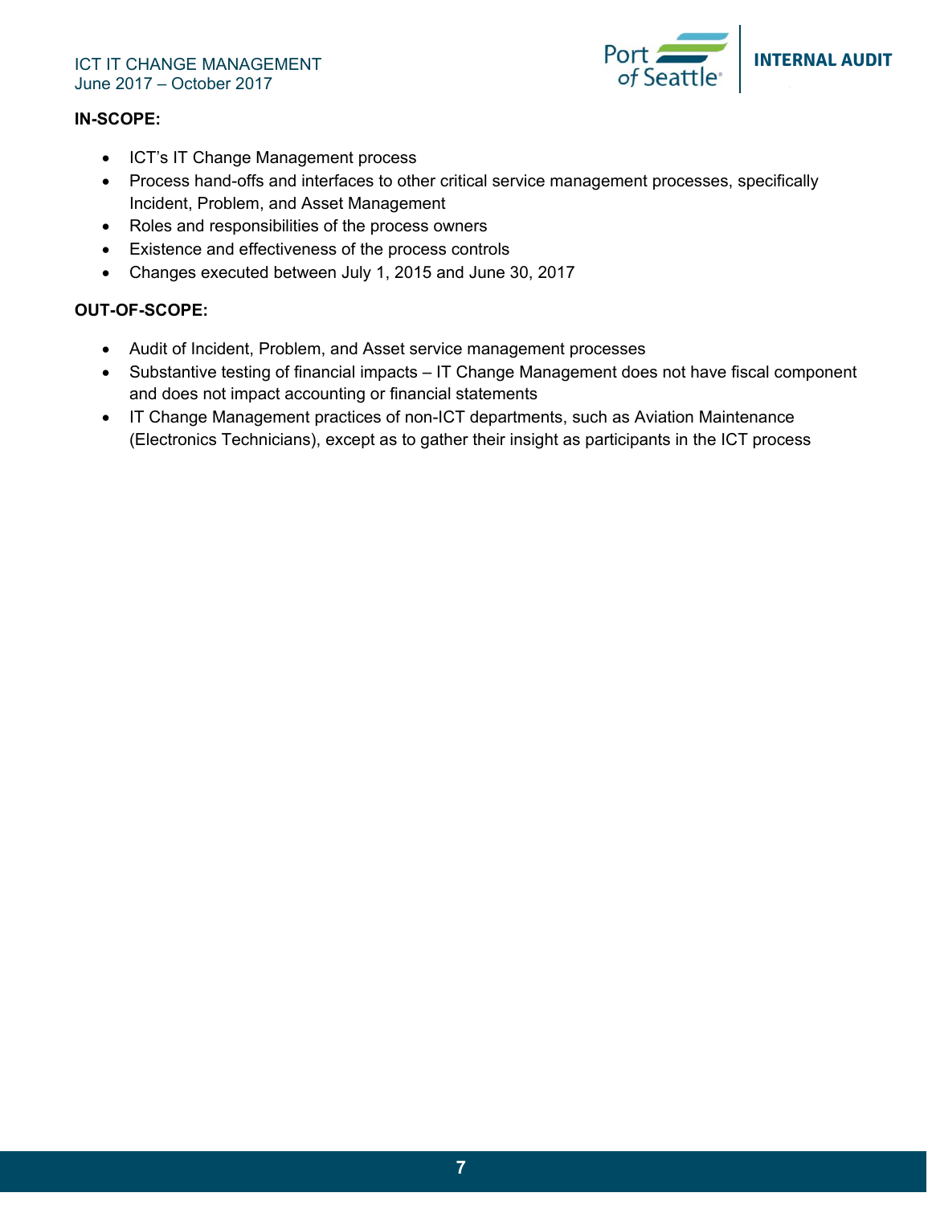**IN-SCOPE:**

- ICT's IT Change Management process
- Process hand-offs and interfaces to other critical service management processes, specifically Incident, Problem, and Asset Management
- Roles and responsibilities of the process owners
- Existence and effectiveness of the process controls
- Changes executed between July 1, 2015 and June 30, 2017

**OUT-OF-SCOPE:**

- Audit of Incident, Problem, and Asset service management processes
- Substantive testing of financial impacts – IT Change Management does not have fiscal component and does not impact accounting or financial statements
- IT Change Management practices of non-ICT departments, such as Aviation Maintenance (Electronics Technicians), except as to gather their insight as participants in the ICT process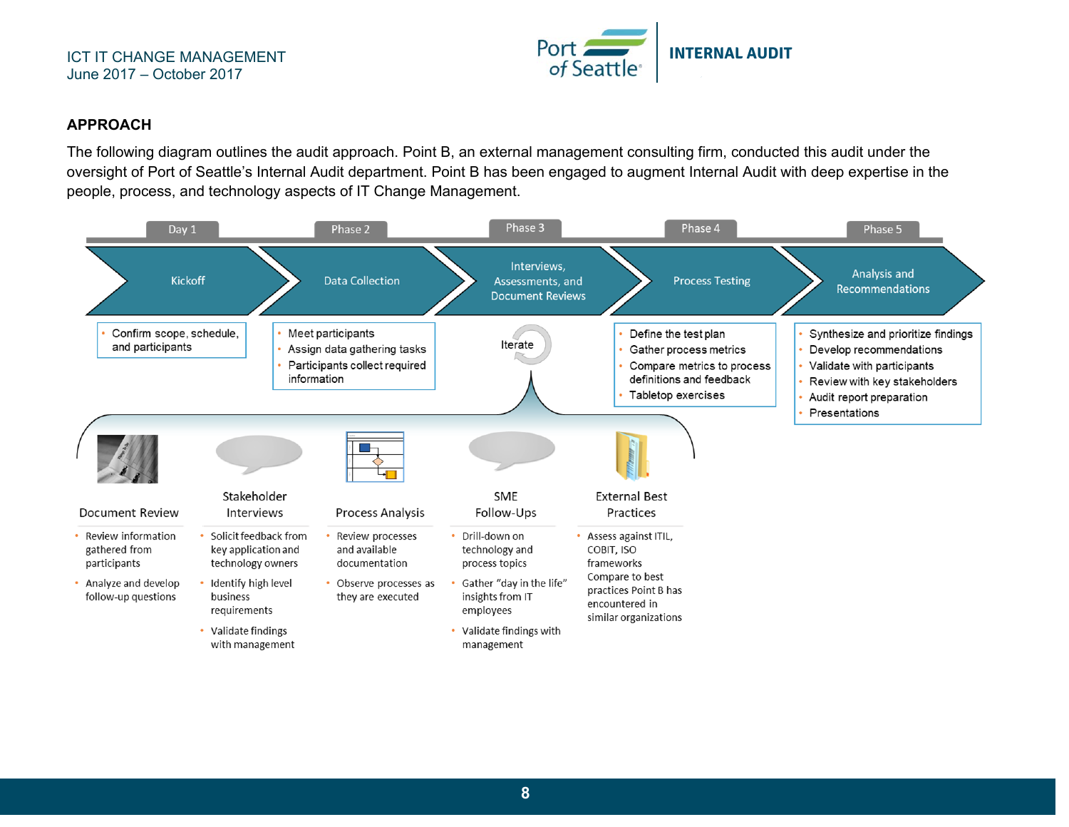## APPROACH

The following diagram outlines the audit approach. Point B, an external management consulting firm, conducted this audit under the oversight of Port of Seattle's Internal Audit department. Point B has been engaged to augment Internal Audit with deep expertise in the people, process, and technology aspects of IT Change Management.

**Day 1 – Kickoff**

- Confirm scope, schedule, and participants

**Phase 2 – Data Collection**

- Meet participants
- Assign data gathering tasks
- Participants collect required information

**Phase 3 – Interviews, Assessments, and Document Reviews**

Iterate

- **Document Review**
  - Review information gathered from participants
  - Analyze and develop follow-up questions
- **Stakeholder Interviews**
  - Solicit feedback from key application and technology owners
  - Identify high level business requirements
  - Validate findings with management
- **Process Analysis**
  - Review processes and available documentation
  - Observe processes as they are executed
- **SME Follow-Ups**
  - Drill-down on technology and process topics
  - Gather "day in the life" insights from IT employees
  - Validate findings with management
- **External Best Practices**
  - Assess against ITIL, COBIT, ISO frameworks Compare to best practices Point B has encountered in similar organizations

**Phase 4 – Process Testing**

- Define the test plan
- Gather process metrics
- Compare metrics to process definitions and feedback
- Tabletop exercises

**Phase 5 – Analysis and Recommendations**

- Synthesize and prioritize findings
- Develop recommendations
- Validate with participants
- Review with key stakeholders
- Audit report preparation
- Presentations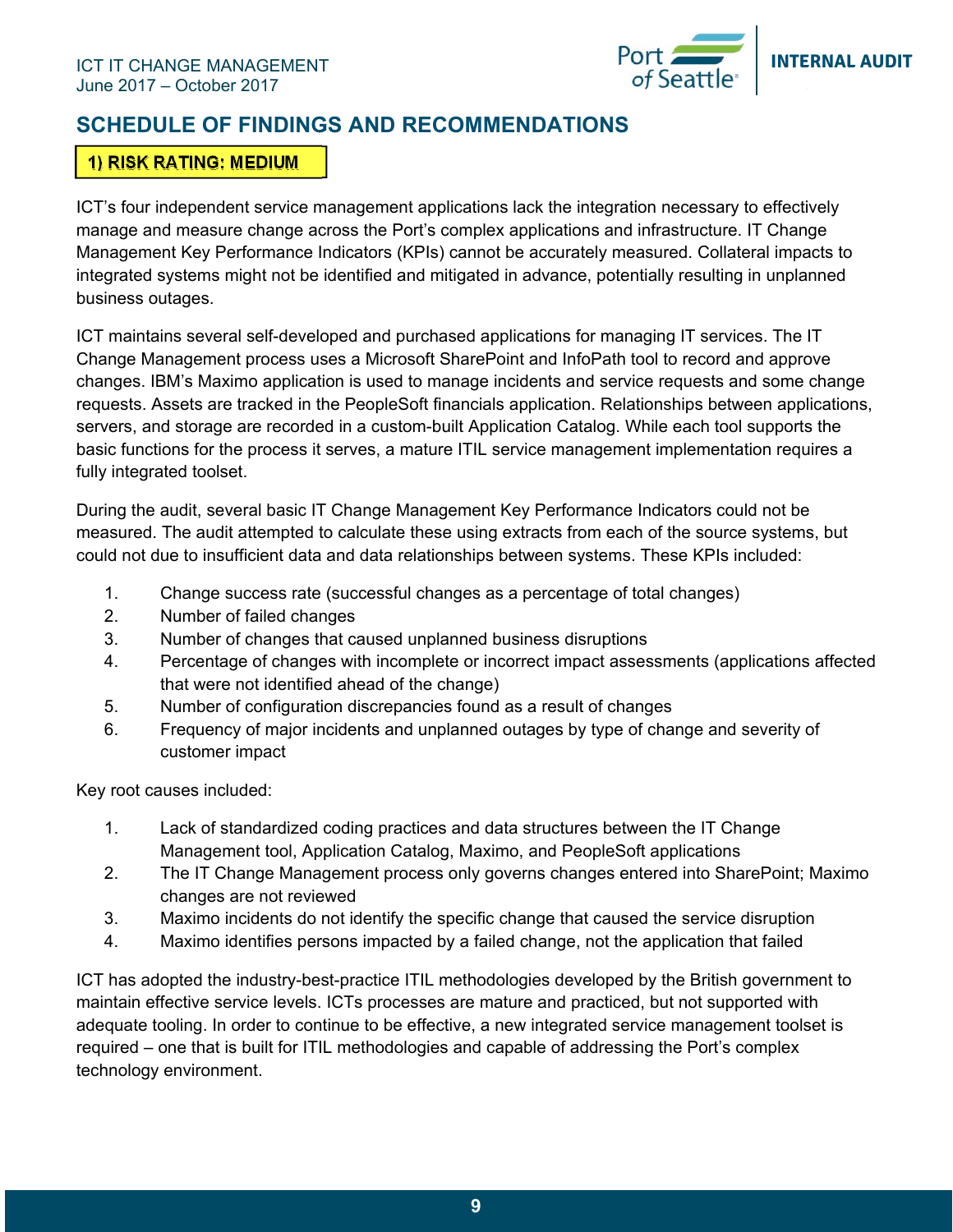## SCHEDULE OF FINDINGS AND RECOMMENDATIONS

### 1) RISK RATING: MEDIUM

ICT's four independent service management applications lack the integration necessary to effectively manage and measure change across the Port's complex applications and infrastructure. IT Change Management Key Performance Indicators (KPIs) cannot be accurately measured. Collateral impacts to integrated systems might not be identified and mitigated in advance, potentially resulting in unplanned business outages.

ICT maintains several self-developed and purchased applications for managing IT services. The IT Change Management process uses a Microsoft SharePoint and InfoPath tool to record and approve changes. IBM's Maximo application is used to manage incidents and service requests and some change requests. Assets are tracked in the PeopleSoft financials application. Relationships between applications, servers, and storage are recorded in a custom-built Application Catalog. While each tool supports the basic functions for the process it serves, a mature ITIL service management implementation requires a fully integrated toolset.

During the audit, several basic IT Change Management Key Performance Indicators could not be measured. The audit attempted to calculate these using extracts from each of the source systems, but could not due to insufficient data and data relationships between systems. These KPIs included:

1. Change success rate (successful changes as a percentage of total changes)
2. Number of failed changes
3. Number of changes that caused unplanned business disruptions
4. Percentage of changes with incomplete or incorrect impact assessments (applications affected that were not identified ahead of the change)
5. Number of configuration discrepancies found as a result of changes
6. Frequency of major incidents and unplanned outages by type of change and severity of customer impact

Key root causes included:

1. Lack of standardized coding practices and data structures between the IT Change Management tool, Application Catalog, Maximo, and PeopleSoft applications
2. The IT Change Management process only governs changes entered into SharePoint; Maximo changes are not reviewed
3. Maximo incidents do not identify the specific change that caused the service disruption
4. Maximo identifies persons impacted by a failed change, not the application that failed

ICT has adopted the industry-best-practice ITIL methodologies developed by the British government to maintain effective service levels. ICTs processes are mature and practiced, but not supported with adequate tooling. In order to continue to be effective, a new integrated service management toolset is required – one that is built for ITIL methodologies and capable of addressing the Port's complex technology environment.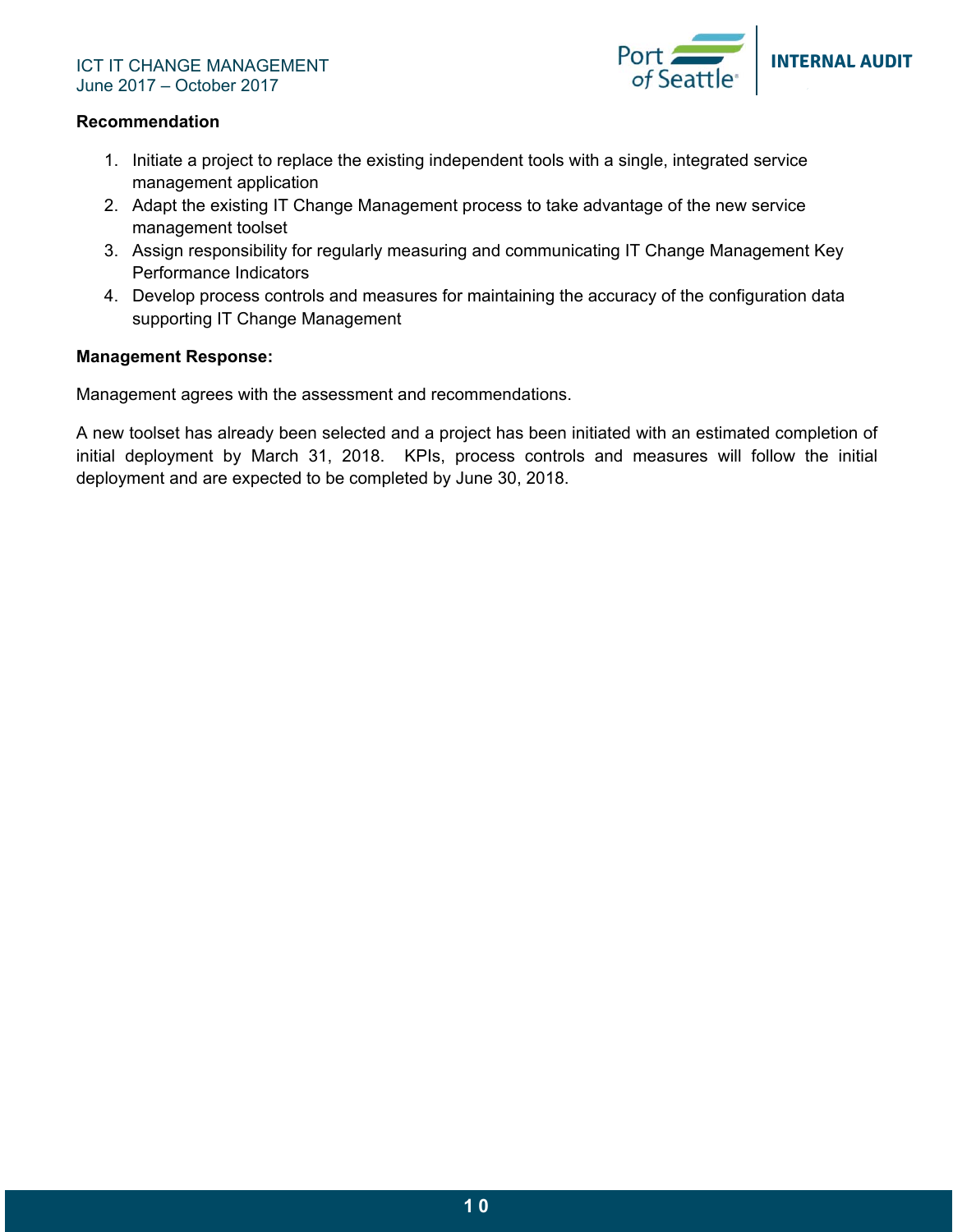**Recommendation**

1. Initiate a project to replace the existing independent tools with a single, integrated service management application
2. Adapt the existing IT Change Management process to take advantage of the new service management toolset
3. Assign responsibility for regularly measuring and communicating IT Change Management Key Performance Indicators
4. Develop process controls and measures for maintaining the accuracy of the configuration data supporting IT Change Management

**Management Response:**

Management agrees with the assessment and recommendations.

A new toolset has already been selected and a project has been initiated with an estimated completion of initial deployment by March 31, 2018. KPIs, process controls and measures will follow the initial deployment and are expected to be completed by June 30, 2018.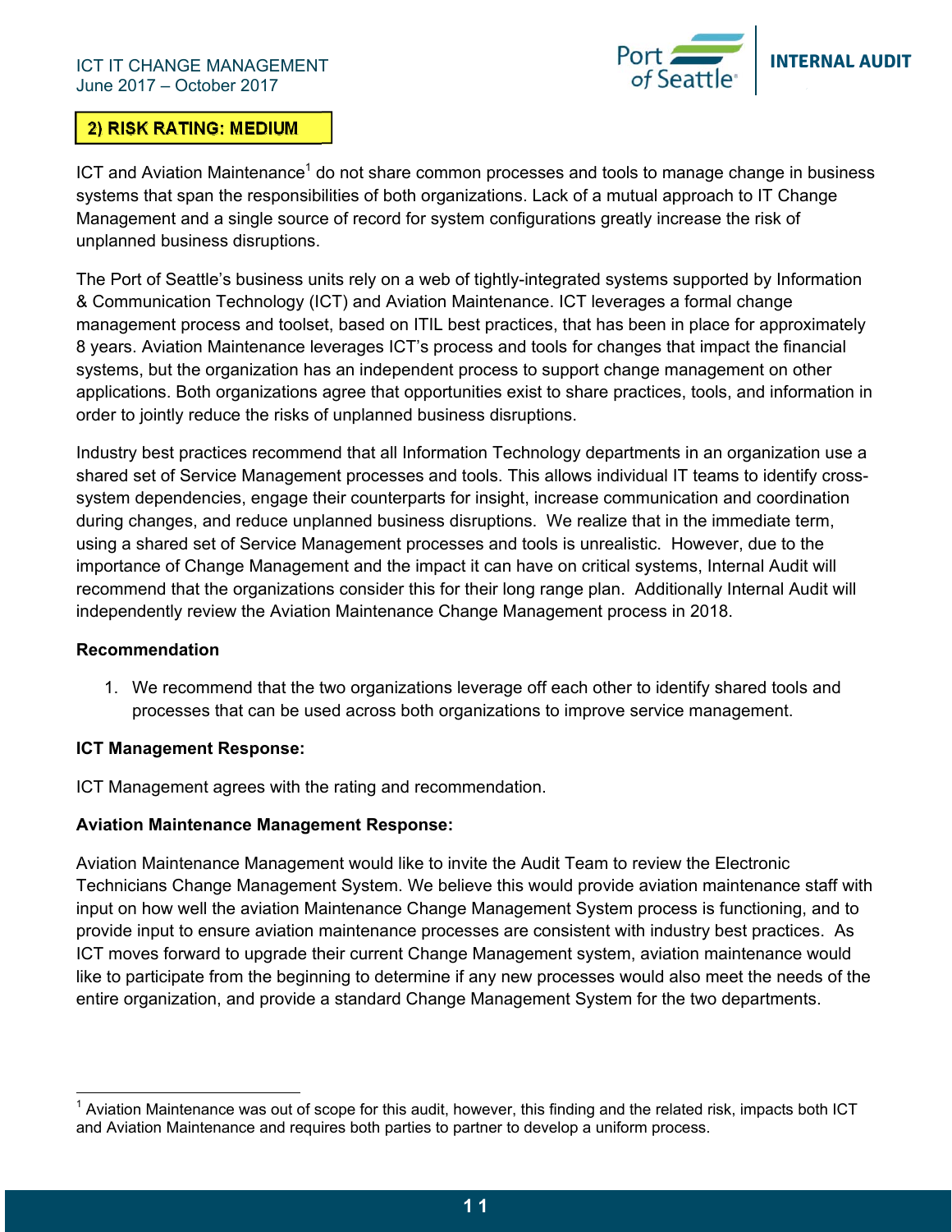## 2) RISK RATING: MEDIUM

ICT and Aviation Maintenance[1] do not share common processes and tools to manage change in business systems that span the responsibilities of both organizations. Lack of a mutual approach to IT Change Management and a single source of record for system configurations greatly increase the risk of unplanned business disruptions.

The Port of Seattle's business units rely on a web of tightly-integrated systems supported by Information & Communication Technology (ICT) and Aviation Maintenance. ICT leverages a formal change management process and toolset, based on ITIL best practices, that has been in place for approximately 8 years. Aviation Maintenance leverages ICT's process and tools for changes that impact the financial systems, but the organization has an independent process to support change management on other applications. Both organizations agree that opportunities exist to share practices, tools, and information in order to jointly reduce the risks of unplanned business disruptions.

Industry best practices recommend that all Information Technology departments in an organization use a shared set of Service Management processes and tools. This allows individual IT teams to identify cross-system dependencies, engage their counterparts for insight, increase communication and coordination during changes, and reduce unplanned business disruptions. We realize that in the immediate term, using a shared set of Service Management processes and tools is unrealistic. However, due to the importance of Change Management and the impact it can have on critical systems, Internal Audit will recommend that the organizations consider this for their long range plan. Additionally Internal Audit will independently review the Aviation Maintenance Change Management process in 2018.

**Recommendation**

1. We recommend that the two organizations leverage off each other to identify shared tools and processes that can be used across both organizations to improve service management.

**ICT Management Response:**

ICT Management agrees with the rating and recommendation.

**Aviation Maintenance Management Response:**

Aviation Maintenance Management would like to invite the Audit Team to review the Electronic Technicians Change Management System. We believe this would provide aviation maintenance staff with input on how well the aviation Maintenance Change Management System process is functioning, and to provide input to ensure aviation maintenance processes are consistent with industry best practices. As ICT moves forward to upgrade their current Change Management system, aviation maintenance would like to participate from the beginning to determine if any new processes would also meet the needs of the entire organization, and provide a standard Change Management System for the two departments.

---

[1] Aviation Maintenance was out of scope for this audit, however, this finding and the related risk, impacts both ICT and Aviation Maintenance and requires both parties to partner to develop a uniform process.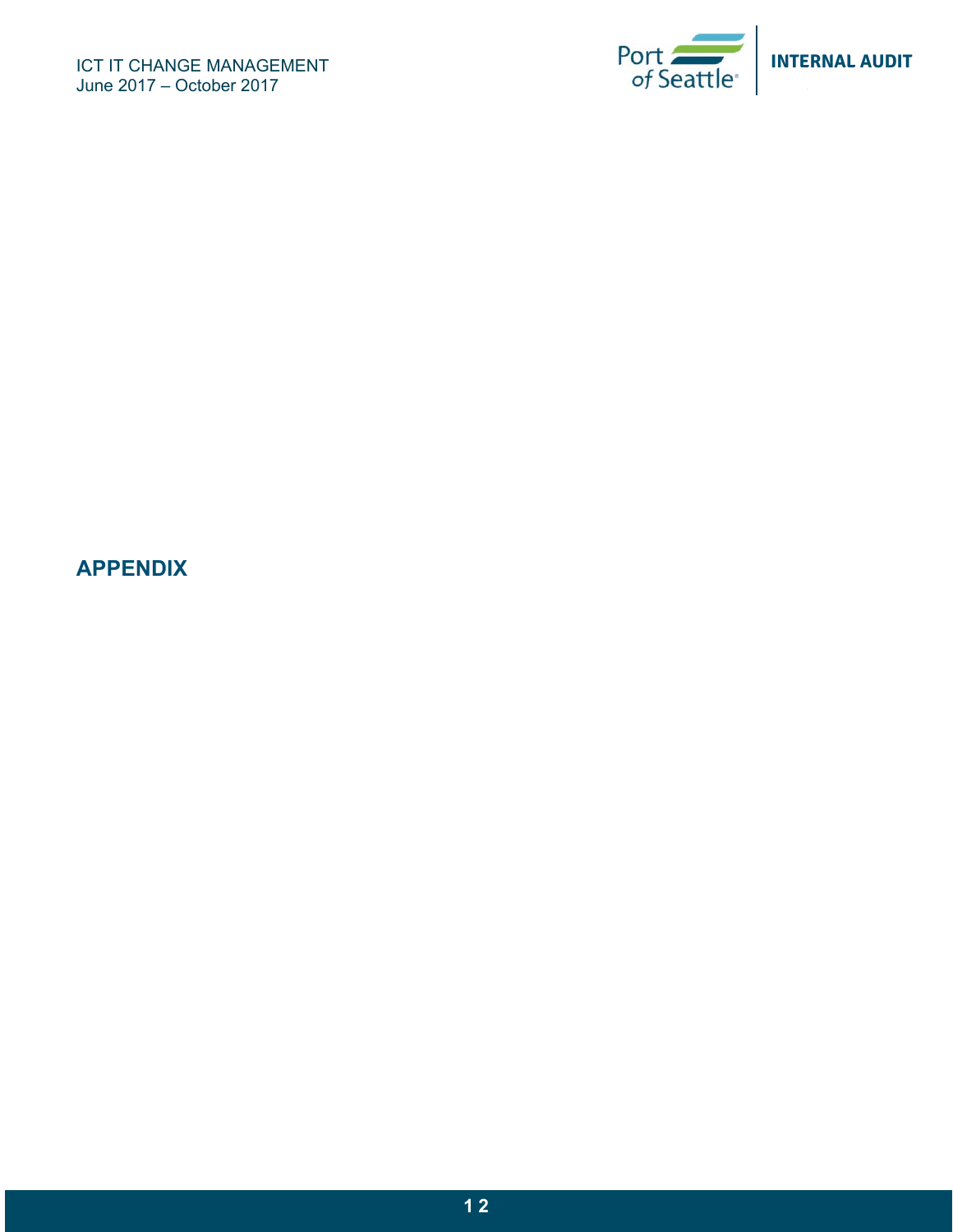## APPENDIX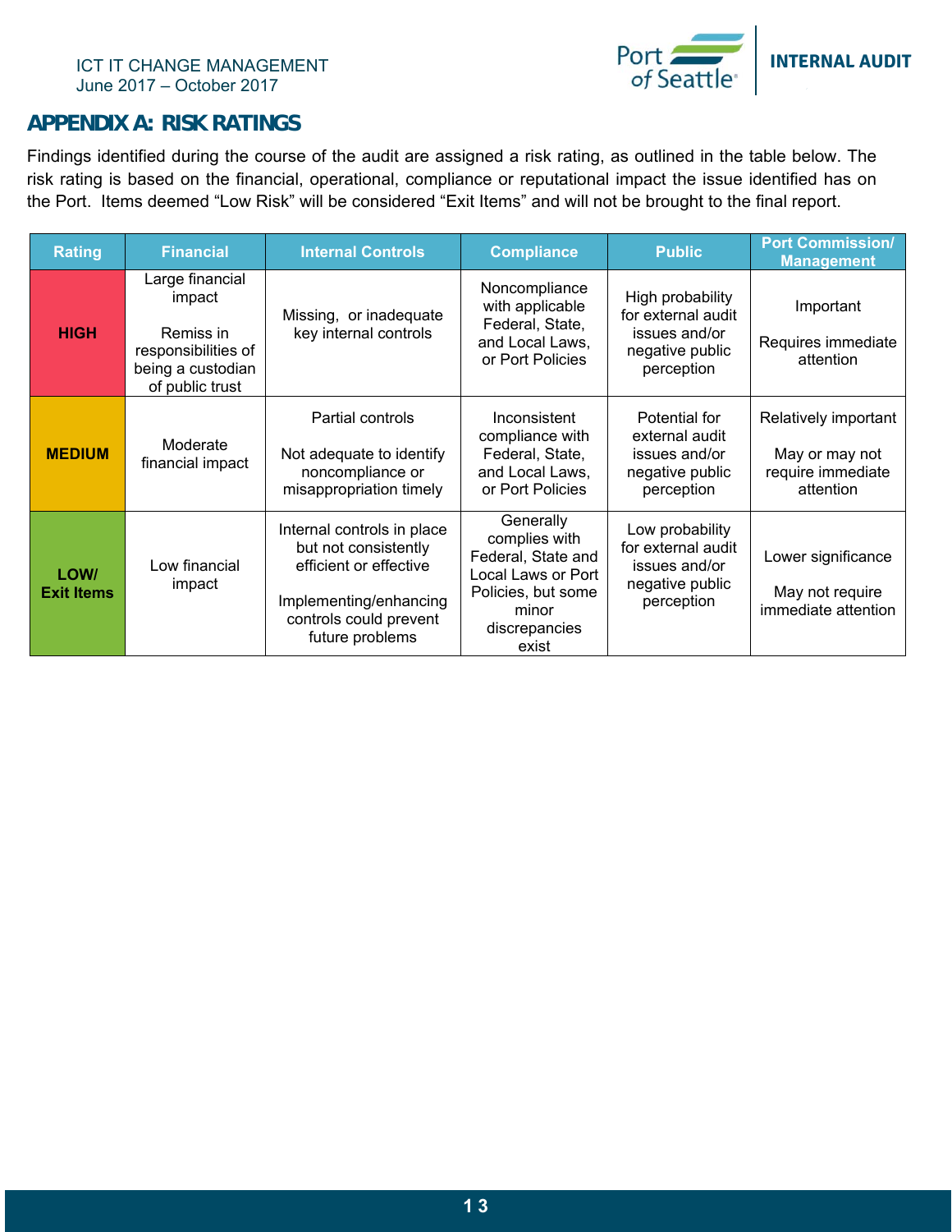## APPENDIX A: RISK RATINGS

Findings identified during the course of the audit are assigned a risk rating, as outlined in the table below. The risk rating is based on the financial, operational, compliance or reputational impact the issue identified has on the Port. Items deemed "Low Risk" will be considered "Exit Items" and will not be brought to the final report.

| Rating | Financial | Internal Controls | Compliance | Public | Port Commission/ Management |
|---|---|---|---|---|---|
| **HIGH** | Large financial impact<br><br>Remiss in responsibilities of being a custodian of public trust | Missing, or inadequate key internal controls | Noncompliance with applicable Federal, State, and Local Laws, or Port Policies | High probability for external audit issues and/or negative public perception | Important<br><br>Requires immediate attention |
| **MEDIUM** | Moderate financial impact | Partial controls<br><br>Not adequate to identify noncompliance or misappropriation timely | Inconsistent compliance with Federal, State, and Local Laws, or Port Policies | Potential for external audit issues and/or negative public perception | Relatively important<br><br>May or may not require immediate attention |
| **LOW/ Exit Items** | Low financial impact | Internal controls in place but not consistently efficient or effective<br><br>Implementing/enhancing controls could prevent future problems | Generally complies with Federal, State and Local Laws or Port Policies, but some minor discrepancies exist | Low probability for external audit issues and/or negative public perception | Lower significance<br><br>May not require immediate attention |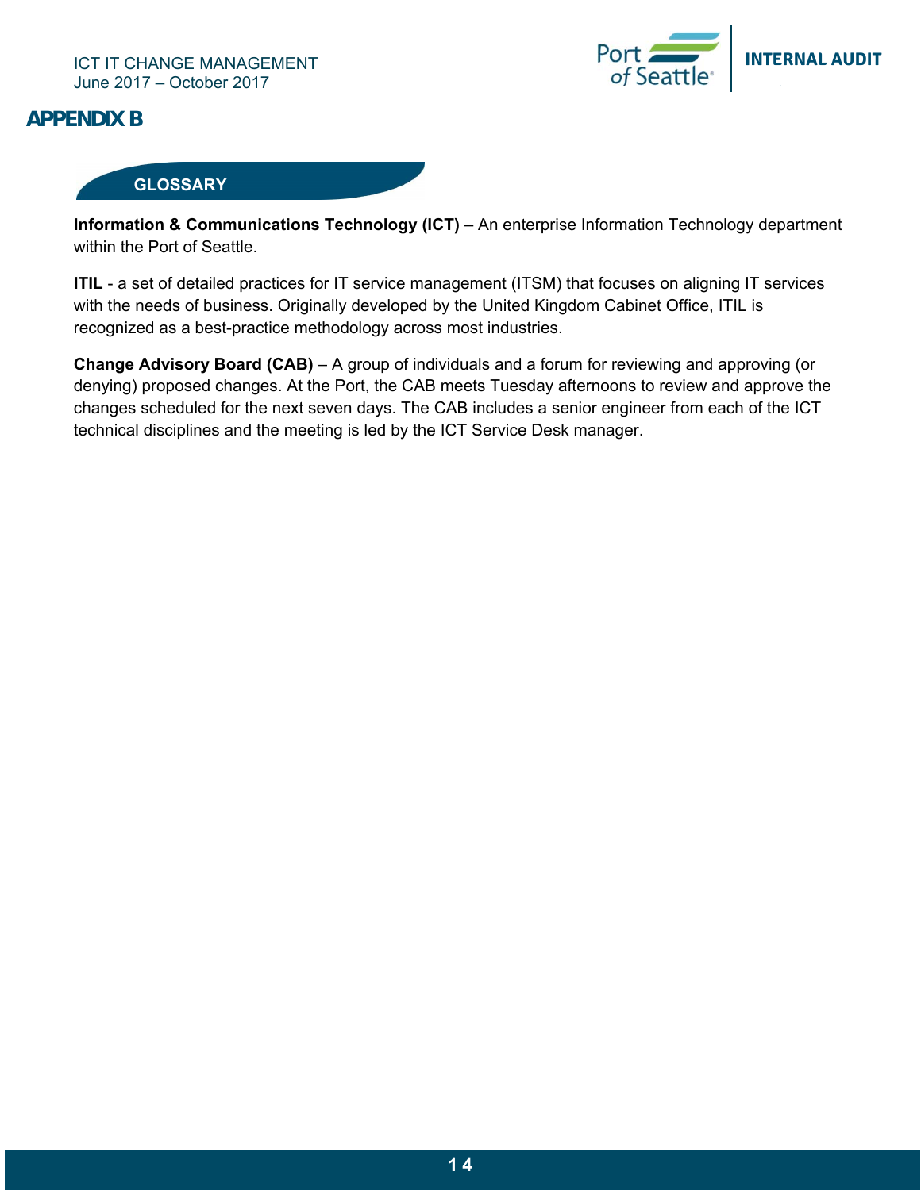# APPENDIX B

## GLOSSARY

**Information & Communications Technology (ICT)** – An enterprise Information Technology department within the Port of Seattle.

**ITIL** - a set of detailed practices for IT service management (ITSM) that focuses on aligning IT services with the needs of business. Originally developed by the United Kingdom Cabinet Office, ITIL is recognized as a best-practice methodology across most industries.

**Change Advisory Board (CAB)** – A group of individuals and a forum for reviewing and approving (or denying) proposed changes. At the Port, the CAB meets Tuesday afternoons to review and approve the changes scheduled for the next seven days. The CAB includes a senior engineer from each of the ICT technical disciplines and the meeting is led by the ICT Service Desk manager.